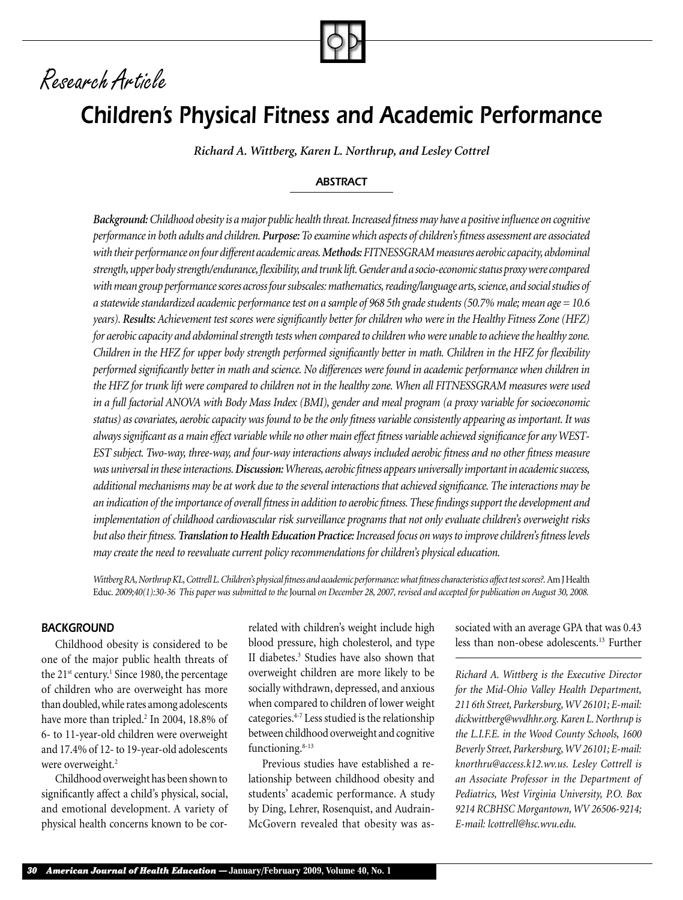Research Article

# Children's Physical Fitness and Academic Performance

***Richard A. Wittberg, Karen L. Northrup, and Lesley Cottrel***

## ABSTRACT

***Background:*** *Childhood obesity is a major public health threat. Increased fitness may have a positive influence on cognitive performance in both adults and children.* ***Purpose:*** *To examine which aspects of children's fitness assessment are associated with their performance on four different academic areas.* ***Methods:*** *FITNESSGRAM measures aerobic capacity, abdominal strength, upper body strength/endurance, flexibility, and trunk lift. Gender and a socio-economic status proxy were compared with mean group performance scores across four subscales: mathematics, reading/language arts, science, and social studies of a statewide standardized academic performance test on a sample of 968 5th grade students (50.7% male; mean age = 10.6 years).* ***Results:*** *Achievement test scores were significantly better for children who were in the Healthy Fitness Zone (HFZ) for aerobic capacity and abdominal strength tests when compared to children who were unable to achieve the healthy zone. Children in the HFZ for upper body strength performed significantly better in math. Children in the HFZ for flexibility performed significantly better in math and science. No differences were found in academic performance when children in the HFZ for trunk lift were compared to children not in the healthy zone. When all FITNESSGRAM measures were used in a full factorial ANOVA with Body Mass Index (BMI), gender and meal program (a proxy variable for socioeconomic status) as covariates, aerobic capacity was found to be the only fitness variable consistently appearing as important. It was always significant as a main effect variable while no other main effect fitness variable achieved significance for any WESTEST subject. Two-way, three-way, and four-way interactions always included aerobic fitness and no other fitness measure was universal in these interactions.* ***Discussion:*** *Whereas, aerobic fitness appears universally important in academic success, additional mechanisms may be at work due to the several interactions that achieved significance. The interactions may be an indication of the importance of overall fitness in addition to aerobic fitness. These findings support the development and implementation of childhood cardiovascular risk surveillance programs that not only evaluate children's overweight risks but also their fitness.* ***Translation to Health Education Practice:*** *Increased focus on ways to improve children's fitness levels may create the need to reevaluate current policy recommendations for children's physical education.*

*Wittberg RA, Northrup KL, Cottrell L. Children's physical fitness and academic performance: what fitness characteristics affect test scores?.* Am J Health Educ. *2009;40(1):30-36 This paper was submitted to the* Journal *on December 28, 2007, revised and accepted for publication on August 30, 2008.*

## BACKGROUND

Childhood obesity is considered to be one of the major public health threats of the 21st century.[1] Since 1980, the percentage of children who are overweight has more than doubled, while rates among adolescents have more than tripled.[2] In 2004, 18.8% of 6- to 11-year-old children were overweight and 17.4% of 12- to 19-year-old adolescents were overweight.[2]

Childhood overweight has been shown to significantly affect a child's physical, social, and emotional development. A variety of physical health concerns known to be correlated with children's weight include high blood pressure, high cholesterol, and type II diabetes.[3] Studies have also shown that overweight children are more likely to be socially withdrawn, depressed, and anxious when compared to children of lower weight categories.[4-7] Less studied is the relationship between childhood overweight and cognitive functioning.[8-13]

Previous studies have established a relationship between childhood obesity and students' academic performance. A study by Ding, Lehrer, Rosenquist, and Audrain-McGovern revealed that obesity was associated with an average GPA that was 0.43 less than non-obese adolescents.[13] Further

*Richard A. Wittberg is the Executive Director for the Mid-Ohio Valley Health Department, 211 6th Street, Parkersburg, WV 26101; E-mail: dickwittberg@wvdhhr.org. Karen L. Northrup is the L.I.F.E. in the Wood County Schools, 1600 Beverly Street, Parkersburg, WV 26101; E-mail: knorthru@access.k12.wv.us. Lesley Cottrell is an Associate Professor in the Department of Pediatrics, West Virginia University, P.O. Box 9214 RCBHSC Morgantown, WV 26506-9214; E-mail: lcottrell@hsc.wvu.edu.*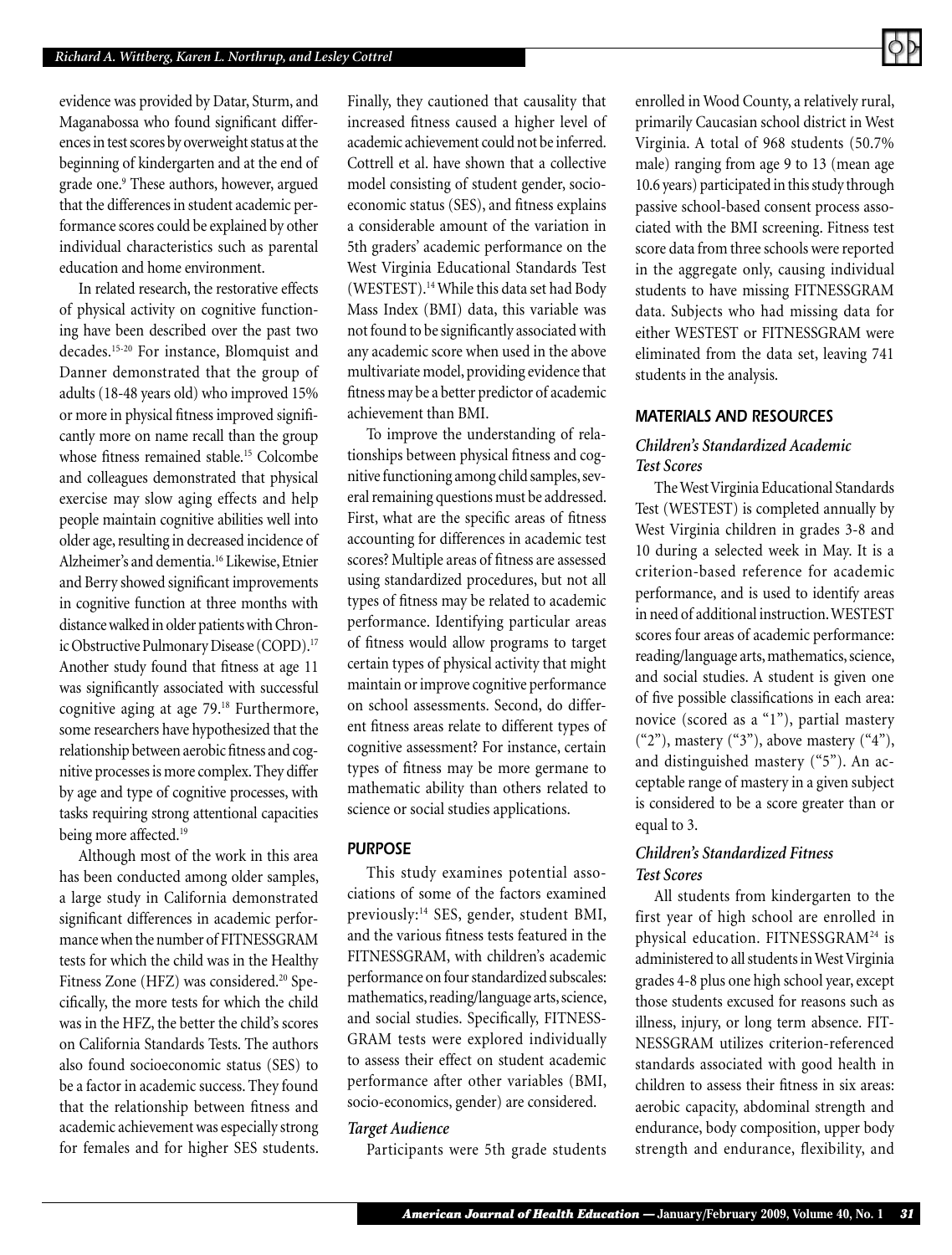evidence was provided by Datar, Sturm, and Maganabossa who found significant differences in test scores by overweight status at the beginning of kindergarten and at the end of grade one.[9] These authors, however, argued that the differences in student academic performance scores could be explained by other individual characteristics such as parental education and home environment.

In related research, the restorative effects of physical activity on cognitive functioning have been described over the past two decades.[15-20] For instance, Blomquist and Danner demonstrated that the group of adults (18-48 years old) who improved 15% or more in physical fitness improved significantly more on name recall than the group whose fitness remained stable.[15] Colcombe and colleagues demonstrated that physical exercise may slow aging effects and help people maintain cognitive abilities well into older age, resulting in decreased incidence of Alzheimer's and dementia.[16] Likewise, Etnier and Berry showed significant improvements in cognitive function at three months with distance walked in older patients with Chronic Obstructive Pulmonary Disease (COPD).[17] Another study found that fitness at age 11 was significantly associated with successful cognitive aging at age 79.[18] Furthermore, some researchers have hypothesized that the relationship between aerobic fitness and cognitive processes is more complex. They differ by age and type of cognitive processes, with tasks requiring strong attentional capacities being more affected.[19]

Although most of the work in this area has been conducted among older samples, a large study in California demonstrated significant differences in academic performance when the number of FITNESSGRAM tests for which the child was in the Healthy Fitness Zone (HFZ) was considered.[20] Specifically, the more tests for which the child was in the HFZ, the better the child's scores on California Standards Tests. The authors also found socioeconomic status (SES) to be a factor in academic success. They found that the relationship between fitness and academic achievement was especially strong for females and for higher SES students. Finally, they cautioned that causality that increased fitness caused a higher level of academic achievement could not be inferred. Cottrell et al. have shown that a collective model consisting of student gender, socioeconomic status (SES), and fitness explains a considerable amount of the variation in 5th graders' academic performance on the West Virginia Educational Standards Test (WESTEST).[14] While this data set had Body Mass Index (BMI) data, this variable was not found to be significantly associated with any academic score when used in the above multivariate model, providing evidence that fitness may be a better predictor of academic achievement than BMI.

To improve the understanding of relationships between physical fitness and cognitive functioning among child samples, several remaining questions must be addressed. First, what are the specific areas of fitness accounting for differences in academic test scores? Multiple areas of fitness are assessed using standardized procedures, but not all types of fitness may be related to academic performance. Identifying particular areas of fitness would allow programs to target certain types of physical activity that might maintain or improve cognitive performance on school assessments. Second, do different fitness areas relate to different types of cognitive assessment? For instance, certain types of fitness may be more germane to mathematic ability than others related to science or social studies applications.

## PURPOSE

This study examines potential associations of some of the factors examined previously:[14] SES, gender, student BMI, and the various fitness tests featured in the FITNESSGRAM, with children's academic performance on four standardized subscales: mathematics, reading/language arts, science, and social studies. Specifically, FITNESSGRAM tests were explored individually to assess their effect on student academic performance after other variables (BMI, socio-economics, gender) are considered.

### *Target Audience*

Participants were 5th grade students enrolled in Wood County, a relatively rural, primarily Caucasian school district in West Virginia. A total of 968 students (50.7% male) ranging from age 9 to 13 (mean age 10.6 years) participated in this study through passive school-based consent process associated with the BMI screening. Fitness test score data from three schools were reported in the aggregate only, causing individual students to have missing FITNESSGRAM data. Subjects who had missing data for either WESTEST or FITNESSGRAM were eliminated from the data set, leaving 741 students in the analysis.

## MATERIALS AND RESOURCES

### *Children's Standardized Academic Test Scores*

The West Virginia Educational Standards Test (WESTEST) is completed annually by West Virginia children in grades 3-8 and 10 during a selected week in May. It is a criterion-based reference for academic performance, and is used to identify areas in need of additional instruction. WESTEST scores four areas of academic performance: reading/language arts, mathematics, science, and social studies. A student is given one of five possible classifications in each area: novice (scored as a "1"), partial mastery ("2"), mastery ("3"), above mastery ("4"), and distinguished mastery ("5"). An acceptable range of mastery in a given subject is considered to be a score greater than or equal to 3.

### *Children's Standardized Fitness Test Scores*

All students from kindergarten to the first year of high school are enrolled in physical education. FITNESSGRAM[24] is administered to all students in West Virginia grades 4-8 plus one high school year, except those students excused for reasons such as illness, injury, or long term absence. FITNESSGRAM utilizes criterion-referenced standards associated with good health in children to assess their fitness in six areas: aerobic capacity, abdominal strength and endurance, body composition, upper body strength and endurance, flexibility, and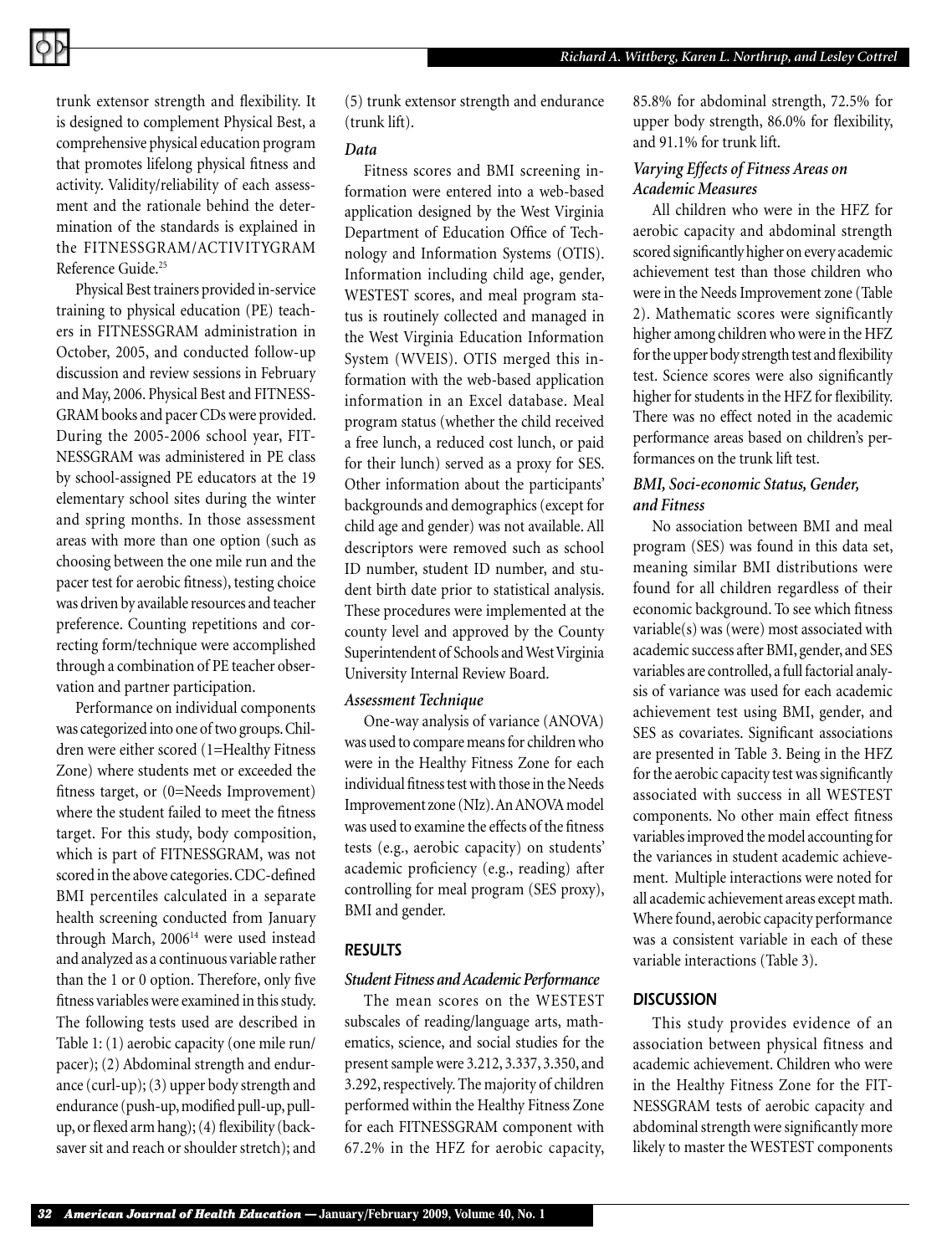trunk extensor strength and flexibility. It is designed to complement Physical Best, a comprehensive physical education program that promotes lifelong physical fitness and activity. Validity/reliability of each assessment and the rationale behind the determination of the standards is explained in the FITNESSGRAM/ACTIVITYGRAM Reference Guide.[25]

Physical Best trainers provided in-service training to physical education (PE) teachers in FITNESSGRAM administration in October, 2005, and conducted follow-up discussion and review sessions in February and May, 2006. Physical Best and FITNESSGRAM books and pacer CDs were provided. During the 2005-2006 school year, FITNESSGRAM was administered in PE class by school-assigned PE educators at the 19 elementary school sites during the winter and spring months. In those assessment areas with more than one option (such as choosing between the one mile run and the pacer test for aerobic fitness), testing choice was driven by available resources and teacher preference. Counting repetitions and correcting form/technique were accomplished through a combination of PE teacher observation and partner participation.

Performance on individual components was categorized into one of two groups. Children were either scored (1=Healthy Fitness Zone) where students met or exceeded the fitness target, or (0=Needs Improvement) where the student failed to meet the fitness target. For this study, body composition, which is part of FITNESSGRAM, was not scored in the above categories. CDC-defined BMI percentiles calculated in a separate health screening conducted from January through March, 2006[14] were used instead and analyzed as a continuous variable rather than the 1 or 0 option. Therefore, only five fitness variables were examined in this study. The following tests used are described in Table 1: (1) aerobic capacity (one mile run/pacer); (2) Abdominal strength and endurance (curl-up); (3) upper body strength and endurance (push-up, modified pull-up, pull-up, or flexed arm hang); (4) flexibility (back-saver sit and reach or shoulder stretch); and (5) trunk extensor strength and endurance (trunk lift).

### *Data*

Fitness scores and BMI screening information were entered into a web-based application designed by the West Virginia Department of Education Office of Technology and Information Systems (OTIS). Information including child age, gender, WESTEST scores, and meal program status is routinely collected and managed in the West Virginia Education Information System (WVEIS). OTIS merged this information with the web-based application information in an Excel database. Meal program status (whether the child received a free lunch, a reduced cost lunch, or paid for their lunch) served as a proxy for SES. Other information about the participants' backgrounds and demographics (except for child age and gender) was not available. All descriptors were removed such as school ID number, student ID number, and student birth date prior to statistical analysis. These procedures were implemented at the county level and approved by the County Superintendent of Schools and West Virginia University Internal Review Board.

### *Assessment Technique*

One-way analysis of variance (ANOVA) was used to compare means for children who were in the Healthy Fitness Zone for each individual fitness test with those in the Needs Improvement zone (NIz). An ANOVA model was used to examine the effects of the fitness tests (e.g., aerobic capacity) on students' academic proficiency (e.g., reading) after controlling for meal program (SES proxy), BMI and gender.

## RESULTS

### *Student Fitness and Academic Performance*

The mean scores on the WESTEST subscales of reading/language arts, mathematics, science, and social studies for the present sample were 3.212, 3.337, 3.350, and 3.292, respectively. The majority of children performed within the Healthy Fitness Zone for each FITNESSGRAM component with 67.2% in the HFZ for aerobic capacity, 85.8% for abdominal strength, 72.5% for upper body strength, 86.0% for flexibility, and 91.1% for trunk lift.

### *Varying Effects of Fitness Areas on Academic Measures*

All children who were in the HFZ for aerobic capacity and abdominal strength scored significantly higher on every academic achievement test than those children who were in the Needs Improvement zone (Table 2). Mathematic scores were significantly higher among children who were in the HFZ for the upper body strength test and flexibility test. Science scores were also significantly higher for students in the HFZ for flexibility. There was no effect noted in the academic performance areas based on children's performances on the trunk lift test.

### *BMI, Soci-economic Status, Gender, and Fitness*

No association between BMI and meal program (SES) was found in this data set, meaning similar BMI distributions were found for all children regardless of their economic background. To see which fitness variable(s) was (were) most associated with academic success after BMI, gender, and SES variables are controlled, a full factorial analysis of variance was used for each academic achievement test using BMI, gender, and SES as covariates. Significant associations are presented in Table 3. Being in the HFZ for the aerobic capacity test was significantly associated with success in all WESTEST components. No other main effect fitness variables improved the model accounting for the variances in student academic achievement. Multiple interactions were noted for all academic achievement areas except math. Where found, aerobic capacity performance was a consistent variable in each of these variable interactions (Table 3).

## DISCUSSION

This study provides evidence of an association between physical fitness and academic achievement. Children who were in the Healthy Fitness Zone for the FITNESSGRAM tests of aerobic capacity and abdominal strength were significantly more likely to master the WESTEST components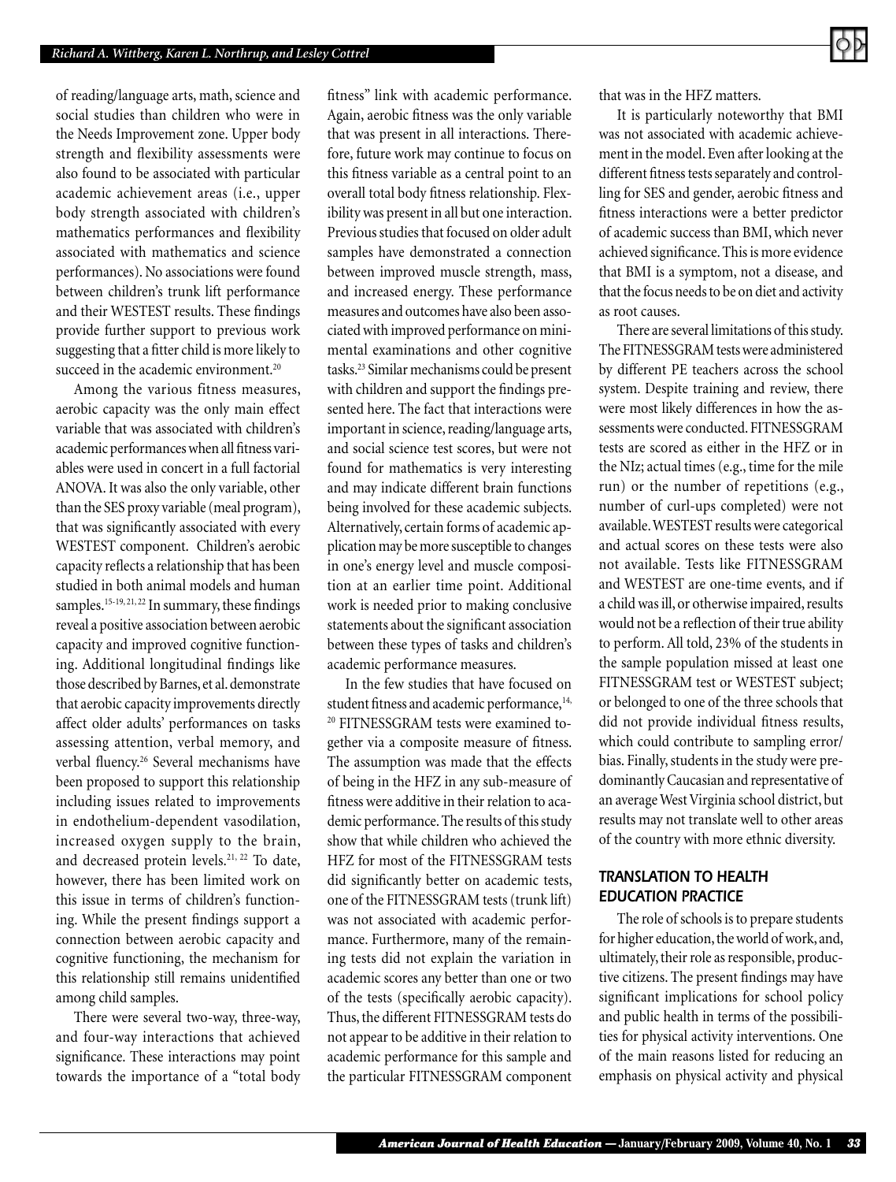of reading/language arts, math, science and social studies than children who were in the Needs Improvement zone. Upper body strength and flexibility assessments were also found to be associated with particular academic achievement areas (i.e., upper body strength associated with children's mathematics performances and flexibility associated with mathematics and science performances). No associations were found between children's trunk lift performance and their WESTEST results. These findings provide further support to previous work suggesting that a fitter child is more likely to succeed in the academic environment.[20]

Among the various fitness measures, aerobic capacity was the only main effect variable that was associated with children's academic performances when all fitness variables were used in concert in a full factorial ANOVA. It was also the only variable, other than the SES proxy variable (meal program), that was significantly associated with every WESTEST component. Children's aerobic capacity reflects a relationship that has been studied in both animal models and human samples.[15-19, 21, 22] In summary, these findings reveal a positive association between aerobic capacity and improved cognitive functioning. Additional longitudinal findings like those described by Barnes, et al. demonstrate that aerobic capacity improvements directly affect older adults' performances on tasks assessing attention, verbal memory, and verbal fluency.[26] Several mechanisms have been proposed to support this relationship including issues related to improvements in endothelium-dependent vasodilation, increased oxygen supply to the brain, and decreased protein levels.[21, 22] To date, however, there has been limited work on this issue in terms of children's functioning. While the present findings support a connection between aerobic capacity and cognitive functioning, the mechanism for this relationship still remains unidentified among child samples.

There were several two-way, three-way, and four-way interactions that achieved significance. These interactions may point towards the importance of a "total body fitness" link with academic performance. Again, aerobic fitness was the only variable that was present in all interactions. Therefore, future work may continue to focus on this fitness variable as a central point to an overall total body fitness relationship. Flexibility was present in all but one interaction. Previous studies that focused on older adult samples have demonstrated a connection between improved muscle strength, mass, and increased energy. These performance measures and outcomes have also been associated with improved performance on mini-mental examinations and other cognitive tasks.[23] Similar mechanisms could be present with children and support the findings presented here. The fact that interactions were important in science, reading/language arts, and social science test scores, but were not found for mathematics is very interesting and may indicate different brain functions being involved for these academic subjects. Alternatively, certain forms of academic application may be more susceptible to changes in one's energy level and muscle composition at an earlier time point. Additional work is needed prior to making conclusive statements about the significant association between these types of tasks and children's academic performance measures.

In the few studies that have focused on student fitness and academic performance,[14, 20] FITNESSGRAM tests were examined together via a composite measure of fitness. The assumption was made that the effects of being in the HFZ in any sub-measure of fitness were additive in their relation to academic performance. The results of this study show that while children who achieved the HFZ for most of the FITNESSGRAM tests did significantly better on academic tests, one of the FITNESSGRAM tests (trunk lift) was not associated with academic performance. Furthermore, many of the remaining tests did not explain the variation in academic scores any better than one or two of the tests (specifically aerobic capacity). Thus, the different FITNESSGRAM tests do not appear to be additive in their relation to academic performance for this sample and the particular FITNESSGRAM component that was in the HFZ matters.

It is particularly noteworthy that BMI was not associated with academic achievement in the model. Even after looking at the different fitness tests separately and controlling for SES and gender, aerobic fitness and fitness interactions were a better predictor of academic success than BMI, which never achieved significance. This is more evidence that BMI is a symptom, not a disease, and that the focus needs to be on diet and activity as root causes.

There are several limitations of this study. The FITNESSGRAM tests were administered by different PE teachers across the school system. Despite training and review, there were most likely differences in how the assessments were conducted. FITNESSGRAM tests are scored as either in the HFZ or in the NIz; actual times (e.g., time for the mile run) or the number of repetitions (e.g., number of curl-ups completed) were not available. WESTEST results were categorical and actual scores on these tests were also not available. Tests like FITNESSGRAM and WESTEST are one-time events, and if a child was ill, or otherwise impaired, results would not be a reflection of their true ability to perform. All told, 23% of the students in the sample population missed at least one FITNESSGRAM test or WESTEST subject; or belonged to one of the three schools that did not provide individual fitness results, which could contribute to sampling error/bias. Finally, students in the study were predominantly Caucasian and representative of an average West Virginia school district, but results may not translate well to other areas of the country with more ethnic diversity.

## TRANSLATION TO HEALTH EDUCATION PRACTICE

The role of schools is to prepare students for higher education, the world of work, and, ultimately, their role as responsible, productive citizens. The present findings may have significant implications for school policy and public health in terms of the possibilities for physical activity interventions. One of the main reasons listed for reducing an emphasis on physical activity and physical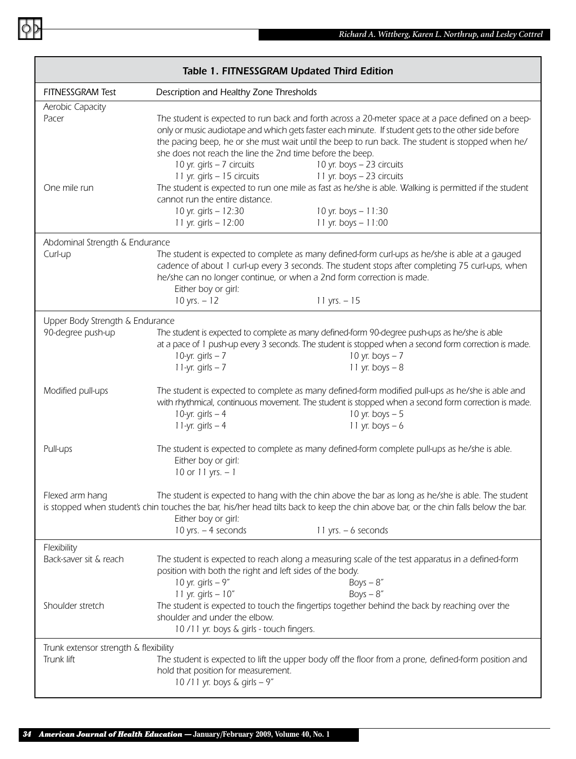**Table 1. FITNESSGRAM Updated Third Edition**

| FITNESSGRAM Test | Description and Healthy Zone Thresholds |
|---|---|
| **Aerobic Capacity** | |
| Pacer | The student is expected to run back and forth across a 20-meter space at a pace defined on a beep-only or music audiotape and which gets faster each minute. If student gets to the other side before the pacing beep, he or she must wait until the beep to run back. The student is stopped when he/she does not reach the line the 2nd time before the beep.<br>*10 yr. girls – 7 circuits; 10 yr. boys – 23 circuits*<br>*11 yr. girls – 15 circuits; 11 yr. boys – 23 circuits* |
| One mile run | The student is expected to run one mile as fast as he/she is able. Walking is permitted if the student cannot run the entire distance.<br>*10 yr. girls – 12:30; 10 yr. boys – 11:30*<br>*11 yr. girls – 12:00; 11 yr. boys – 11:00* |
| **Abdominal Strength & Endurance** | |
| Curl-up | The student is expected to complete as many defined-form curl-ups as he/she is able at a gauged cadence of about 1 curl-up every 3 seconds. The student stops after completing 75 curl-ups, when he/she can no longer continue, or when a 2nd form correction is made.<br>*Either boy or girl:*<br>*10 yrs. – 12; 11 yrs. – 15* |
| **Upper Body Strength & Endurance** | |
| 90-degree push-up | The student is expected to complete as many defined-form 90-degree push-ups as he/she is able at a pace of 1 push-up every 3 seconds. The student is stopped when a second form correction is made.<br>*10-yr. girls – 7; 10 yr. boys – 7*<br>*11-yr. girls – 7; 11 yr. boys – 8* |
| Modified pull-ups | The student is expected to complete as many defined-form modified pull-ups as he/she is able and with rhythmical, continuous movement. The student is stopped when a second form correction is made.<br>*10-yr. girls – 4; 10 yr. boys – 5*<br>*11-yr. girls – 4; 11 yr. boys – 6* |
| Pull-ups | The student is expected to complete as many defined-form complete pull-ups as he/she is able.<br>*Either boy or girl:*<br>*10 or 11 yrs. – 1* |
| Flexed arm hang | The student is expected to hang with the chin above the bar as long as he/she is able. The student is stopped when student's chin touches the bar, his/her head tilts back to keep the chin above bar, or the chin falls below the bar.<br>*Either boy or girl:*<br>*10 yrs. – 4 seconds; 11 yrs. – 6 seconds* |
| **Flexibility** | |
| Back-saver sit & reach | The student is expected to reach along a measuring scale of the test apparatus in a defined-form position with both the right and left sides of the body.<br>*10 yr. girls – 9″; Boys – 8″*<br>*11 yr. girls – 10″; Boys – 8″* |
| Shoulder stretch | The student is expected to touch the fingertips together behind the back by reaching over the shoulder and under the elbow.<br>*10 /11 yr. boys & girls - touch fingers.* |
| **Trunk extensor strength & flexibility** | |
| Trunk lift | The student is expected to lift the upper body off the floor from a prone, defined-form position and hold that position for measurement.<br>*10 /11 yr. boys & girls – 9″* |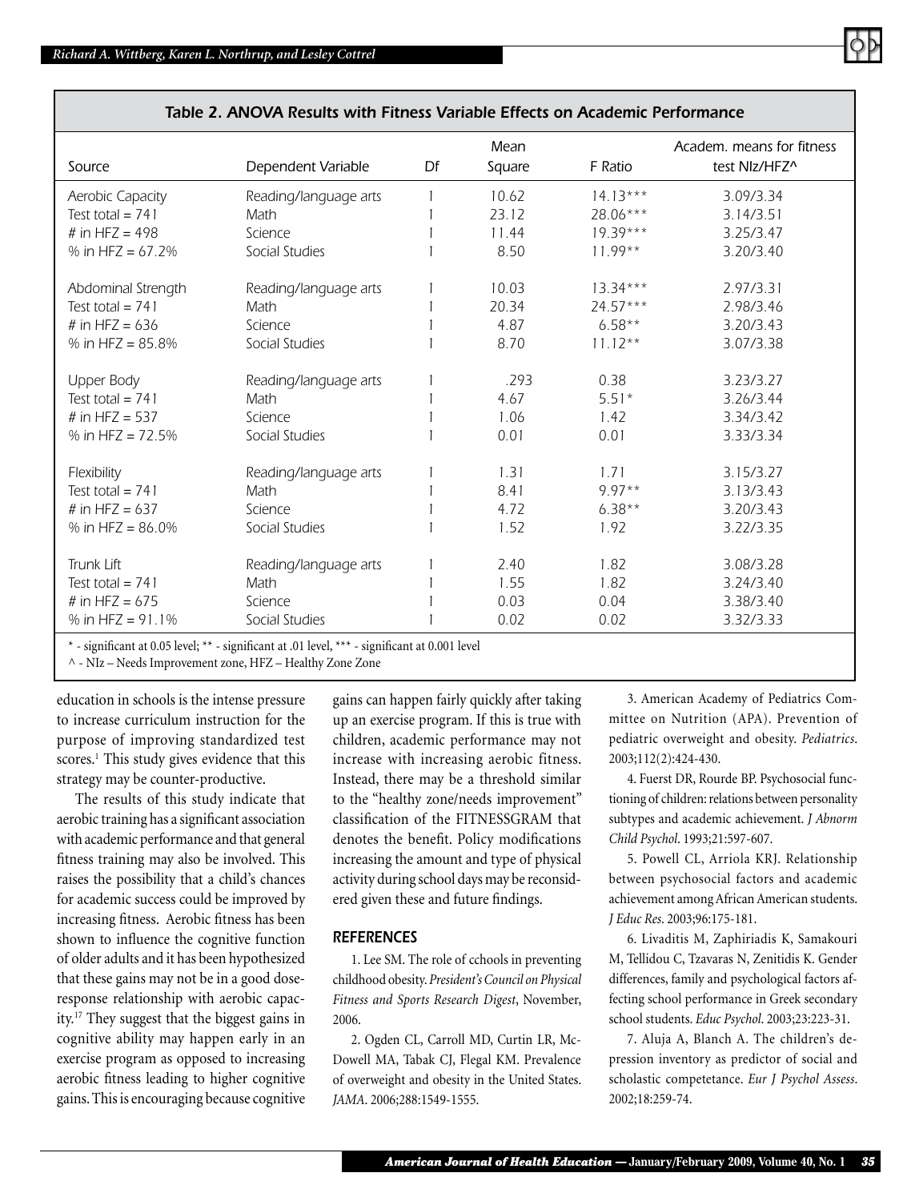**Table 2. ANOVA Results with Fitness Variable Effects on Academic Performance**

| Source | Dependent Variable | Df | Mean Square | F Ratio | Academ. means for fitness test NIz/HFZ^ |
|---|---|---|---|---|---|
| Aerobic Capacity | Reading/language arts | 1 | 10.62 | 14.13*** | 3.09/3.34 |
| Test total = 741 | Math | 1 | 23.12 | 28.06*** | 3.14/3.51 |
| # in HFZ = 498 | Science | 1 | 11.44 | 19.39*** | 3.25/3.47 |
| % in HFZ = 67.2% | Social Studies | 1 | 8.50 | 11.99** | 3.20/3.40 |
| Abdominal Strength | Reading/language arts | 1 | 10.03 | 13.34*** | 2.97/3.31 |
| Test total = 741 | Math | 1 | 20.34 | 24.57*** | 2.98/3.46 |
| # in HFZ = 636 | Science | 1 | 4.87 | 6.58** | 3.20/3.43 |
| % in HFZ = 85.8% | Social Studies | 1 | 8.70 | 11.12** | 3.07/3.38 |
| Upper Body | Reading/language arts | 1 | .293 | 0.38 | 3.23/3.27 |
| Test total = 741 | Math | 1 | 4.67 | 5.51* | 3.26/3.44 |
| # in HFZ = 537 | Science | 1 | 1.06 | 1.42 | 3.34/3.42 |
| % in HFZ = 72.5% | Social Studies | 1 | 0.01 | 0.01 | 3.33/3.34 |
| Flexibility | Reading/language arts | 1 | 1.31 | 1.71 | 3.15/3.27 |
| Test total = 741 | Math | 1 | 8.41 | 9.97** | 3.13/3.43 |
| # in HFZ = 637 | Science | 1 | 4.72 | 6.38** | 3.20/3.43 |
| % in HFZ = 86.0% | Social Studies | 1 | 1.52 | 1.92 | 3.22/3.35 |
| Trunk Lift | Reading/language arts | 1 | 2.40 | 1.82 | 3.08/3.28 |
| Test total = 741 | Math | 1 | 1.55 | 1.82 | 3.24/3.40 |
| # in HFZ = 675 | Science | 1 | 0.03 | 0.04 | 3.38/3.40 |
| % in HFZ = 91.1% | Social Studies | 1 | 0.02 | 0.02 | 3.32/3.33 |

\* - significant at 0.05 level; ** - significant at .01 level, *** - significant at 0.001 level
^ - NIz – Needs Improvement zone, HFZ – Healthy Zone Zone

education in schools is the intense pressure to increase curriculum instruction for the purpose of improving standardized test scores.[1] This study gives evidence that this strategy may be counter-productive.

The results of this study indicate that aerobic training has a significant association with academic performance and that general fitness training may also be involved. This raises the possibility that a child's chances for academic success could be improved by increasing fitness. Aerobic fitness has been shown to influence the cognitive function of older adults and it has been hypothesized that these gains may not be in a good dose-response relationship with aerobic capacity.[17] They suggest that the biggest gains in cognitive ability may happen early in an exercise program as opposed to increasing aerobic fitness leading to higher cognitive gains. This is encouraging because cognitive gains can happen fairly quickly after taking up an exercise program. If this is true with children, academic performance may not increase with increasing aerobic fitness. Instead, there may be a threshold similar to the "healthy zone/needs improvement" classification of the FITNESSGRAM that denotes the benefit. Policy modifications increasing the amount and type of physical activity during school days may be reconsidered given these and future findings.

## REFERENCES

1. Lee SM. The role of cchools in preventing childhood obesity. *President's Council on Physical Fitness and Sports Research Digest*, November, 2006.

2. Ogden CL, Carroll MD, Curtin LR, McDowell MA, Tabak CJ, Flegal KM. Prevalence of overweight and obesity in the United States. *JAMA*. 2006;288:1549-1555.

3. American Academy of Pediatrics Committee on Nutrition (APA). Prevention of pediatric overweight and obesity. *Pediatrics*. 2003;112(2):424-430.

4. Fuerst DR, Rourde BP. Psychosocial functioning of children: relations between personality subtypes and academic achievement. *J Abnorm Child Psychol*. 1993;21:597-607.

5. Powell CL, Arriola KRJ. Relationship between psychosocial factors and academic achievement among African American students. *J Educ Res*. 2003;96:175-181.

6. Livaditis M, Zaphiriadis K, Samakouri M, Tellidou C, Tzavaras N, Zenitidis K. Gender differences, family and psychological factors affecting school performance in Greek secondary school students. *Educ Psychol*. 2003;23:223-31.

7. Aluja A, Blanch A. The children's depression inventory as predictor of social and scholastic competetance. *Eur J Psychol Assess*. 2002;18:259-74.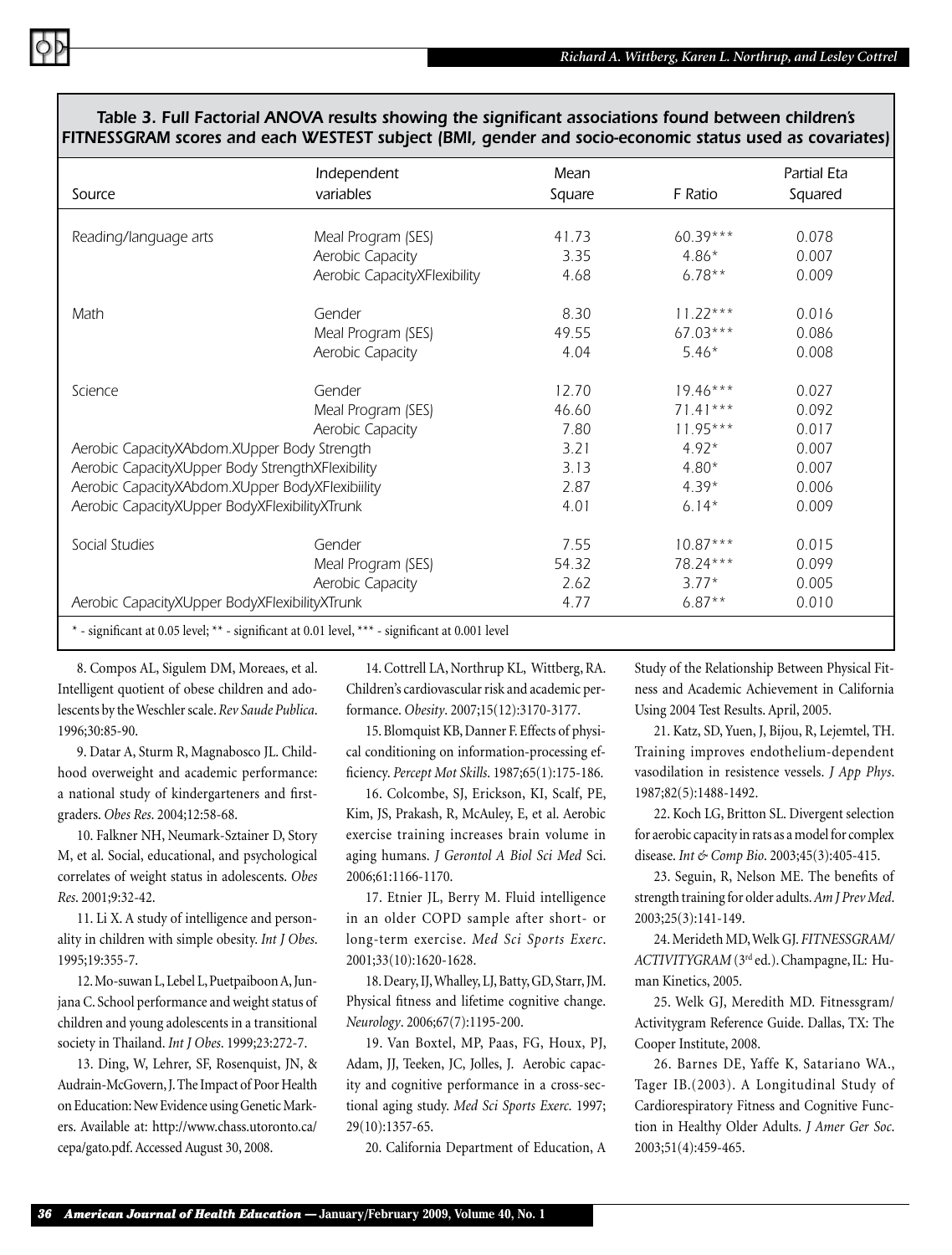**Table 3. Full Factorial ANOVA results showing the significant associations found between children's FITNESSGRAM scores and each WESTEST subject (BMI, gender and socio-economic status used as covariates)**

| Source | Independent variables | Mean Square | F Ratio | Partial Eta Squared |
|---|---|---|---|---|
| Reading/language arts | Meal Program (SES) | 41.73 | 60.39*** | 0.078 |
| | Aerobic Capacity | 3.35 | 4.86* | 0.007 |
| | Aerobic CapacityXFlexibility | 4.68 | 6.78** | 0.009 |
| Math | Gender | 8.30 | 11.22*** | 0.016 |
| | Meal Program (SES) | 49.55 | 67.03*** | 0.086 |
| | Aerobic Capacity | 4.04 | 5.46* | 0.008 |
| Science | Gender | 12.70 | 19.46*** | 0.027 |
| | Meal Program (SES) | 46.60 | 71.41*** | 0.092 |
| | Aerobic Capacity | 7.80 | 11.95*** | 0.017 |
| Aerobic CapacityXAbdom.XUpper Body Strength | | 3.21 | 4.92* | 0.007 |
| Aerobic CapacityXUpper Body StrengthXFlexibility | | 3.13 | 4.80* | 0.007 |
| Aerobic CapacityXAbdom.XUpper BodyXFlexibility | | 2.87 | 4.39* | 0.006 |
| Aerobic CapacityXUpper BodyXFlexibilityXTrunk | | 4.01 | 6.14* | 0.009 |
| Social Studies | Gender | 7.55 | 10.87*** | 0.015 |
| | Meal Program (SES) | 54.32 | 78.24*** | 0.099 |
| | Aerobic Capacity | 2.62 | 3.77* | 0.005 |
| Aerobic CapacityXUpper BodyXFlexibilityXTrunk | | 4.77 | 6.87** | 0.010 |

\* - significant at 0.05 level; ** - significant at 0.01 level, *** - significant at 0.001 level

8. Compos AL, Sigulem DM, Moreaes, et al. Intelligent quotient of obese children and adolescents by the Weschler scale. *Rev Saude Publica*. 1996;30:85-90.

9. Datar A, Sturm R, Magnabosco JL. Childhood overweight and academic performance: a national study of kindergarteners and first-graders. *Obes Res*. 2004;12:58-68.

10. Falkner NH, Neumark-Sztainer D, Story M, et al. Social, educational, and psychological correlates of weight status in adolescents. *Obes Res*. 2001;9:32-42.

11. Li X. A study of intelligence and personality in children with simple obesity. *Int J Obes*. 1995;19:355-7.

12. Mo-suwan L, Lebel L, Puetpaiboon A, Junjana C. School performance and weight status of children and young adolescents in a transitional society in Thailand. *Int J Obes*. 1999;23:272-7.

13. Ding, W, Lehrer, SF, Rosenquist, JN, & Audrain-McGovern, J. The Impact of Poor Health on Education: New Evidence using Genetic Markers. Available at: http://www.chass.utoronto.ca/cepa/gato.pdf. Accessed August 30, 2008.

14. Cottrell LA, Northrup KL, Wittberg, RA. Children's cardiovascular risk and academic performance. *Obesity*. 2007;15(12):3170-3177.

15. Blomquist KB, Danner F. Effects of physical conditioning on information-processing efficiency. *Percept Mot Skills*. 1987;65(1):175-186.

16. Colcombe, SJ, Erickson, KI, Scalf, PE, Kim, JS, Prakash, R, McAuley, E, et al. Aerobic exercise training increases brain volume in aging humans. *J Gerontol A Biol Sci Med* Sci. 2006;61:1166-1170.

17. Etnier JL, Berry M. Fluid intelligence in an older COPD sample after short- or long-term exercise. *Med Sci Sports Exerc*. 2001;33(10):1620-1628.

18. Deary, IJ, Whalley, LJ, Batty, GD, Starr, JM. Physical fitness and lifetime cognitive change. *Neurology*. 2006;67(7):1195-200.

19. Van Boxtel, MP, Paas, FG, Houx, PJ, Adam, JJ, Teeken, JC, Jolles, J. Aerobic capacity and cognitive performance in a cross-sectional aging study. *Med Sci Sports Exerc*. 1997; 29(10):1357-65.

20. California Department of Education, A Study of the Relationship Between Physical Fitness and Academic Achievement in California Using 2004 Test Results. April, 2005.

21. Katz, SD, Yuen, J, Bijou, R, Lejemtel, TH. Training improves endothelium-dependent vasodilation in resistence vessels. *J App Phys*. 1987;82(5):1488-1492.

22. Koch LG, Britton SL. Divergent selection for aerobic capacity in rats as a model for complex disease. *Int & Comp Bio*. 2003;45(3):405-415.

23. Seguin, R, Nelson ME. The benefits of strength training for older adults. *Am J Prev Med*. 2003;25(3):141-149.

24. Merideth MD, Welk GJ. *FITNESSGRAM/ACTIVITYGRAM* (3rd ed.). Champagne, IL: Human Kinetics, 2005.

25. Welk GJ, Meredith MD. Fitnessgram/Activitygram Reference Guide. Dallas, TX: The Cooper Institute, 2008.

26. Barnes DE, Yaffe K, Satariano WA., Tager IB.(2003). A Longitudinal Study of Cardiorespiratory Fitness and Cognitive Function in Healthy Older Adults. *J Amer Ger Soc*. 2003;51(4):459-465.